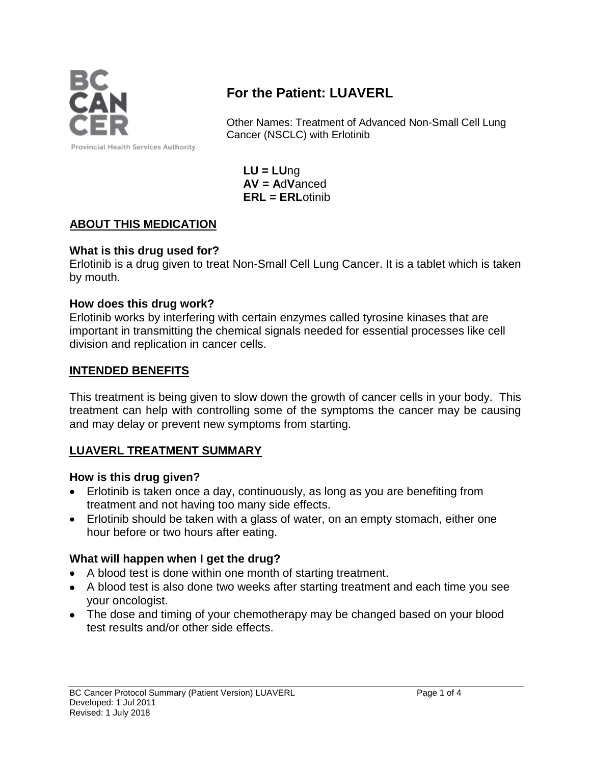# For the Patient: LUAVERL

Other Names: Treatment of Advanced Non-Small Cell Lung Cancer (NSCLC) with Erlotinib

**LU = LU**ng
**AV = A**d**V**anced
**ERL = ERL**otinib

## ABOUT THIS MEDICATION

### What is this drug used for?

Erlotinib is a drug given to treat Non-Small Cell Lung Cancer. It is a tablet which is taken by mouth.

### How does this drug work?

Erlotinib works by interfering with certain enzymes called tyrosine kinases that are important in transmitting the chemical signals needed for essential processes like cell division and replication in cancer cells.

## INTENDED BENEFITS

This treatment is being given to slow down the growth of cancer cells in your body. This treatment can help with controlling some of the symptoms the cancer may be causing and may delay or prevent new symptoms from starting.

## LUAVERL TREATMENT SUMMARY

### How is this drug given?

- Erlotinib is taken once a day, continuously, as long as you are benefiting from treatment and not having too many side effects.
- Erlotinib should be taken with a glass of water, on an empty stomach, either one hour before or two hours after eating.

### What will happen when I get the drug?

- A blood test is done within one month of starting treatment.
- A blood test is also done two weeks after starting treatment and each time you see your oncologist.
- The dose and timing of your chemotherapy may be changed based on your blood test results and/or other side effects.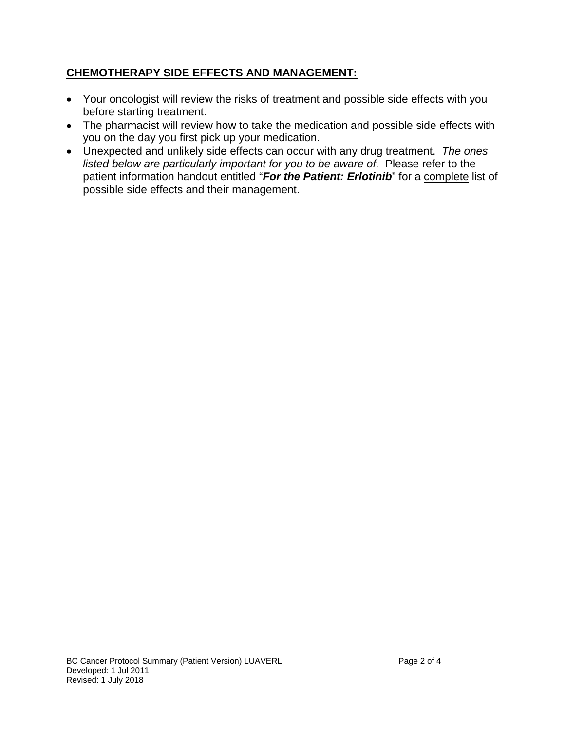## **CHEMOTHERAPY SIDE EFFECTS AND MANAGEMENT:**

- Your oncologist will review the risks of treatment and possible side effects with you before starting treatment.
- The pharmacist will review how to take the medication and possible side effects with you on the day you first pick up your medication.
- Unexpected and unlikely side effects can occur with any drug treatment. *The ones listed below are particularly important for you to be aware of.* Please refer to the patient information handout entitled "***For the Patient: Erlotinib***" for a complete list of possible side effects and their management.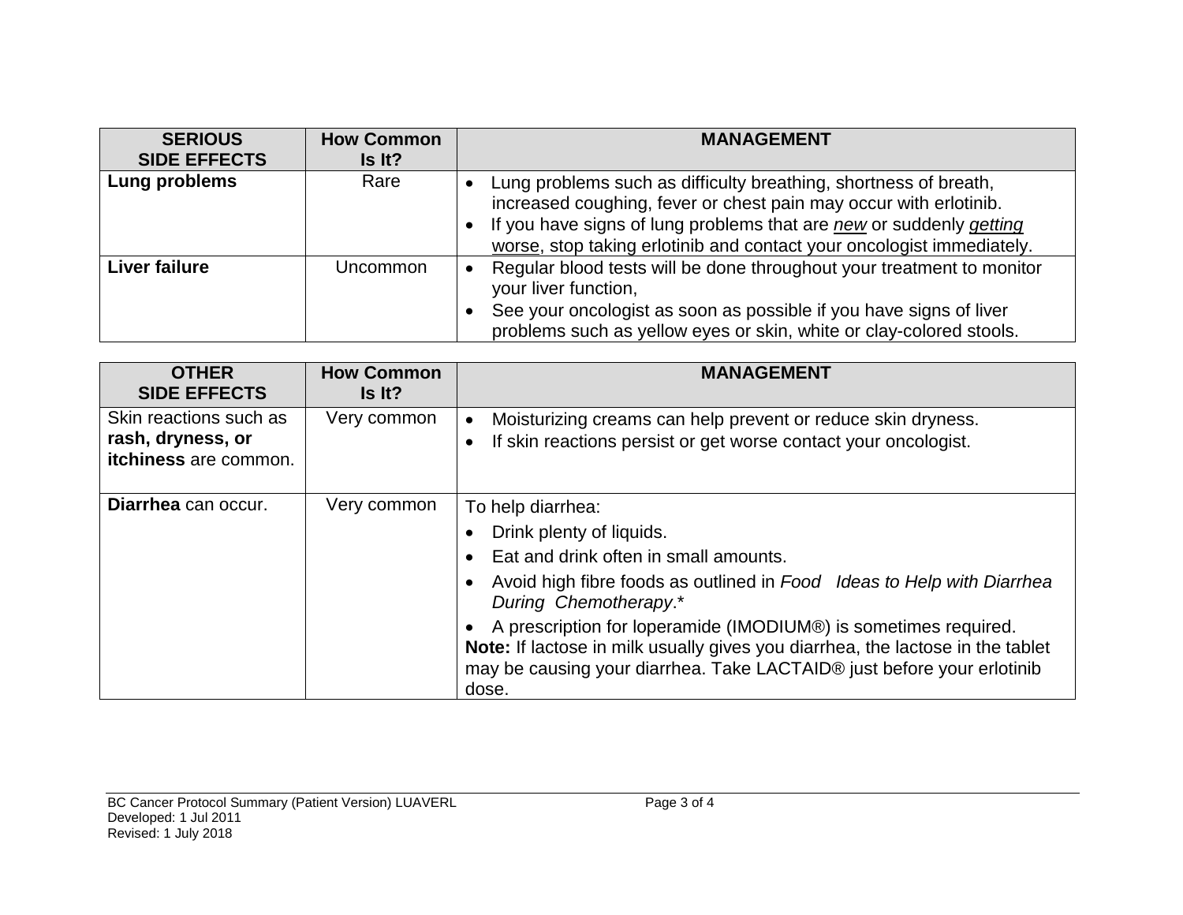| SERIOUS SIDE EFFECTS | How Common Is It? | MANAGEMENT |
|---|---|---|
| **Lung problems** | Rare | • Lung problems such as difficulty breathing, shortness of breath, increased coughing, fever or chest pain may occur with erlotinib.<br>• If you have signs of lung problems that are ***new*** or suddenly ***getting*** worse, stop taking erlotinib and contact your oncologist immediately. |
| **Liver failure** | Uncommon | • Regular blood tests will be done throughout your treatment to monitor your liver function,<br>• See your oncologist as soon as possible if you have signs of liver problems such as yellow eyes or skin, white or clay-colored stools. |

| OTHER SIDE EFFECTS | How Common Is It? | MANAGEMENT |
|---|---|---|
| Skin reactions such as **rash, dryness, or itchiness** are common. | Very common | • Moisturizing creams can help prevent or reduce skin dryness.<br>• If skin reactions persist or get worse contact your oncologist. |
| **Diarrhea** can occur. | Very common | To help diarrhea:<br>• Drink plenty of liquids.<br>• Eat and drink often in small amounts.<br>• Avoid high fibre foods as outlined in *Food Ideas to Help with Diarrhea During Chemotherapy*.*<br>• A prescription for loperamide (IMODIUM®) is sometimes required.<br>**Note:** If lactose in milk usually gives you diarrhea, the lactose in the tablet may be causing your diarrhea. Take LACTAID® just before your erlotinib dose. |

BC Cancer Protocol Summary (Patient Version) LUAVERL
Developed: 1 Jul 2011
Revised: 1 July 2018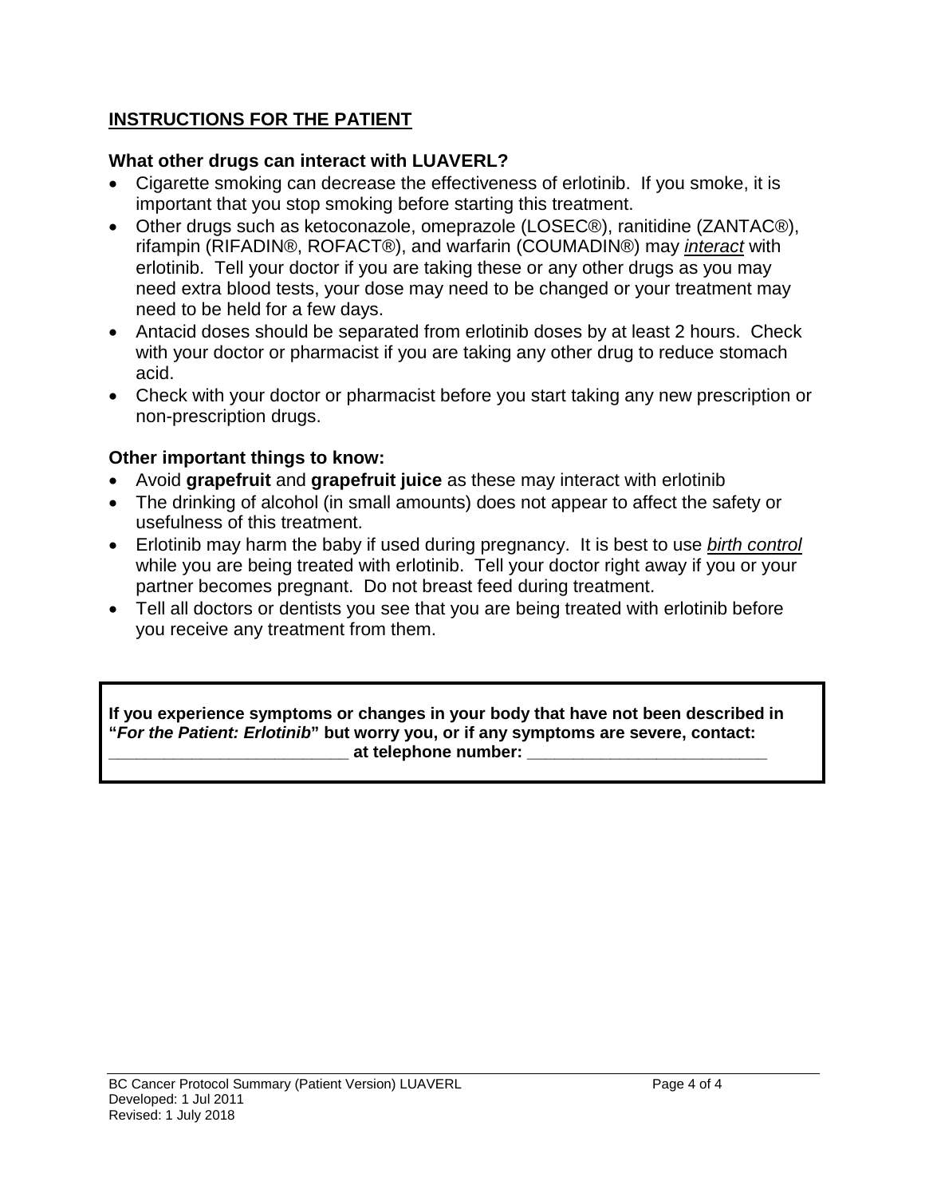## INSTRUCTIONS FOR THE PATIENT

### What other drugs can interact with LUAVERL?

- Cigarette smoking can decrease the effectiveness of erlotinib. If you smoke, it is important that you stop smoking before starting this treatment.
- Other drugs such as ketoconazole, omeprazole (LOSEC®), ranitidine (ZANTAC®), rifampin (RIFADIN®, ROFACT®), and warfarin (COUMADIN®) may *interact* with erlotinib. Tell your doctor if you are taking these or any other drugs as you may need extra blood tests, your dose may need to be changed or your treatment may need to be held for a few days.
- Antacid doses should be separated from erlotinib doses by at least 2 hours. Check with your doctor or pharmacist if you are taking any other drug to reduce stomach acid.
- Check with your doctor or pharmacist before you start taking any new prescription or non-prescription drugs.

### Other important things to know:

- Avoid **grapefruit** and **grapefruit juice** as these may interact with erlotinib
- The drinking of alcohol (in small amounts) does not appear to affect the safety or usefulness of this treatment.
- Erlotinib may harm the baby if used during pregnancy. It is best to use *birth control* while you are being treated with erlotinib. Tell your doctor right away if you or your partner becomes pregnant. Do not breast feed during treatment.
- Tell all doctors or dentists you see that you are being treated with erlotinib before you receive any treatment from them.

**If you experience symptoms or changes in your body that have not been described in "*For the Patient: Erlotinib*" but worry you, or if any symptoms are severe, contact: ___________________________ at telephone number: ___________________________**

BC Cancer Protocol Summary (Patient Version) LUAVERL
Developed: 1 Jul 2011
Revised: 1 July 2018